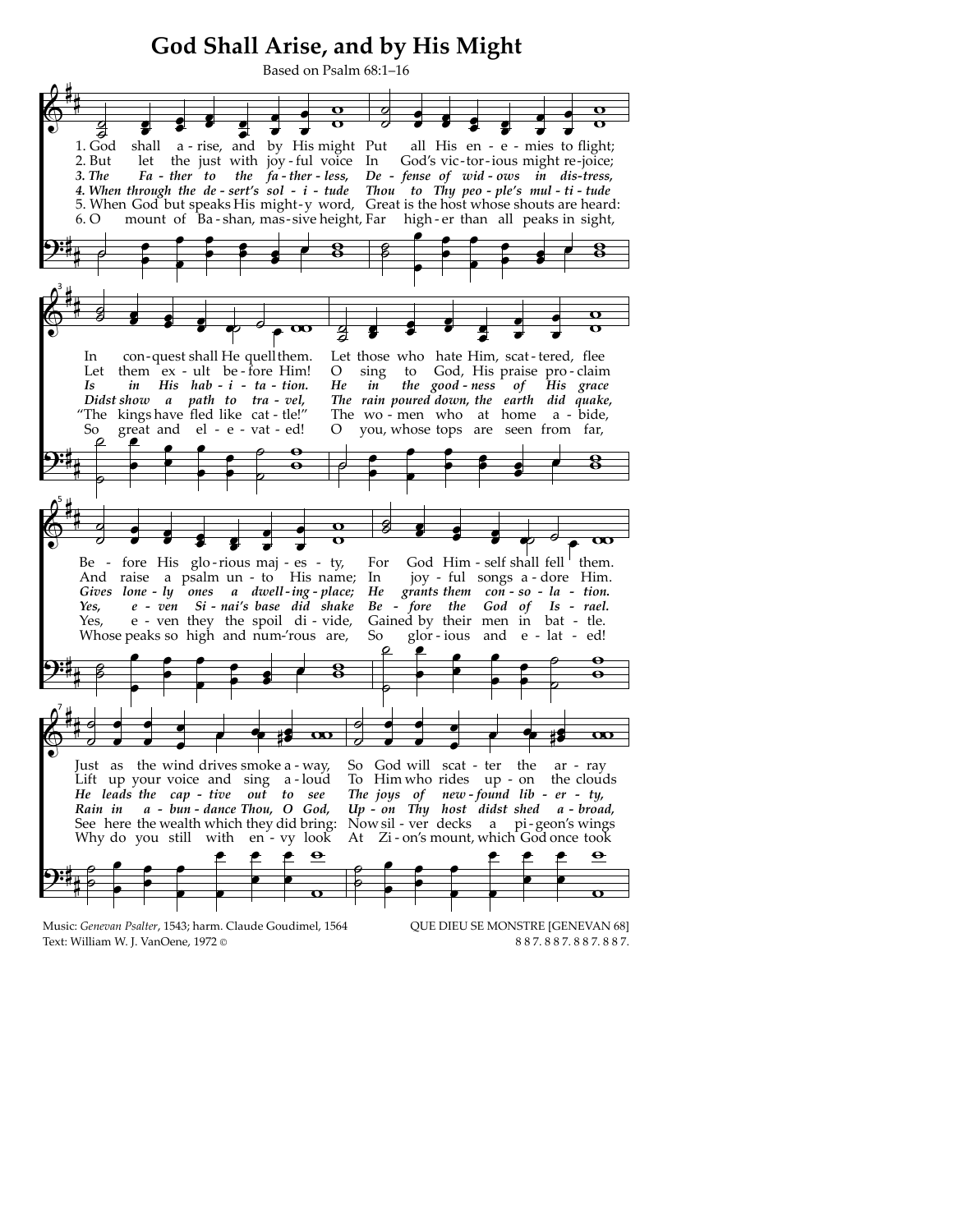# God Shall Arise, and by His Might

Based on Psalm 68:1–16

1. God shall a-rise, and by His might Put all His en-e-mies to flight;
In con-quest shall He quell them.
Let those who hate Him, scat-tered, flee
Be-fore His glo-rious maj-es-ty,
For God Him-self shall fell them.
Just as the wind drives smoke a-way,
So God will scat-ter the ar-ray

2. But let the just with joy-ful voice In God's vic-tor-ious might re-joice;
Let them ex-ult be-fore Him!
O sing to God, His praise pro-claim
And raise a psalm un-to His name;
In joy-ful songs a-dore Him.
Lift up your voice and sing a-loud
To Him who rides up-on the clouds

***3. The Fa-ther to the fa-ther-less, De-fense of wid-ows in dis-tress,***
***Is in His hab-i-ta-tion.***
***He in the good-ness of His grace***
***Gives lone-ly ones a dwell-ing-place;***
***He grants them con-so-la-tion.***
***He leads the cap-tive out to see***
***The joys of new-found lib-er-ty,***

***4. When through the de-sert's sol-i-tude Thou to Thy peo-ple's mul-ti-tude***
***Didst show a path to tra-vel,***
***The rain poured down, the earth did quake,***
***Yes, e-ven Si-nai's base did shake***
***Be-fore the God of Is-rael.***
***Rain in a-bun-dance Thou, O God,***
***Up-on Thy host didst shed a-broad,***

5. When God but speaks His might-y word, Great is the host whose shouts are heard:
"The kings have fled like cat-tle!"
The wo-men who at home a-bide,
Yes, e-ven they the spoil di-vide,
Gained by their men in bat-tle.
See here the wealth which they did bring:
Now sil-ver decks a pi-geon's wings

6. O mount of Ba-shan, mas-sive height, Far high-er than all peaks in sight,
So great and el-e-vat-ed!
O you, whose tops are seen from far,
Whose peaks so high and num-'rous are,
So glor-ious and e-lat-ed!
Why do you still with en-vy look
At Zi-on's mount, which God once took

Music: *Genevan Psalter*, 1543; harm. Claude Goudimel, 1564
Text: William W. J. VanOene, 1972 ©

QUE DIEU SE MONSTRE [GENEVAN 68]
8 8 7. 8 8 7. 8 8 7. 8 8 7.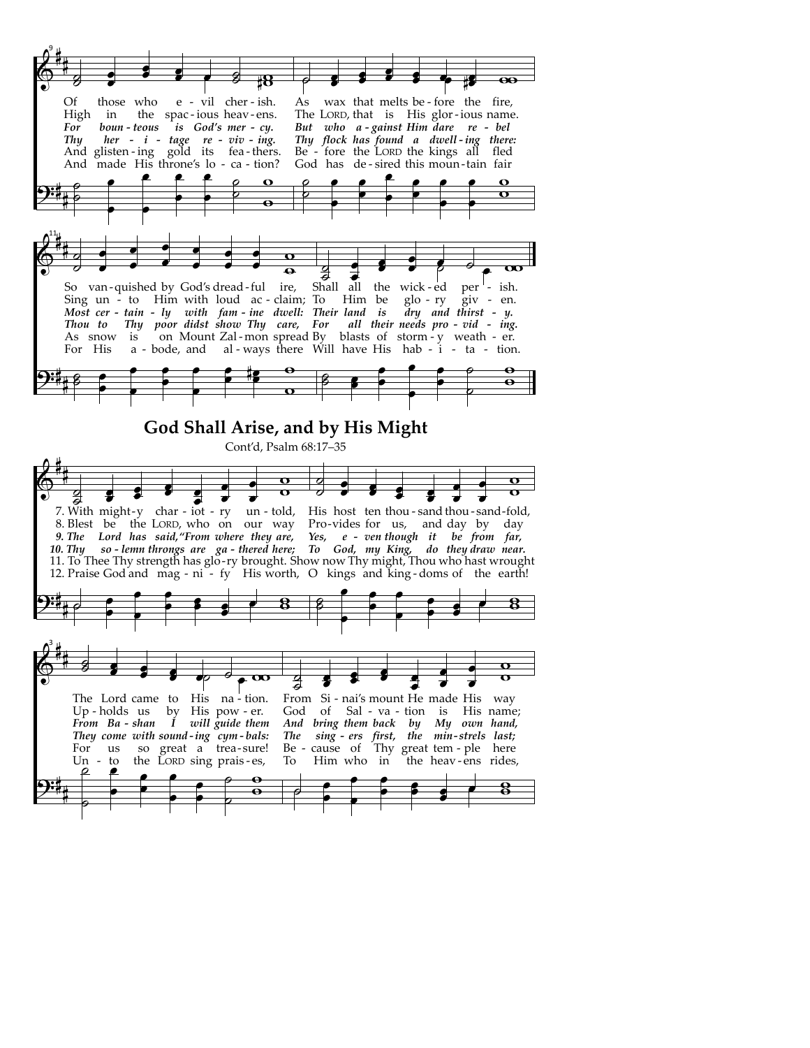Of those who e - vil cher - ish. As wax that melts be - fore the fire,
High in the spac - ious heav - ens. The LORD, that is His glor - ious name.
*For boun - teous is God's mer - cy. But who a - gainst Him dare re - bel*
*Thy her - i - tage re - viv - ing. Thy flock has found a dwell - ing there:*
And glisten - ing gold its fea - thers. Be - fore the LORD the kings all fled
And made His throne's lo - ca - tion? God has de - sired this moun - tain fair

So van - quished by God's dread - ful ire, Shall all the wick - ed per - ish.
Sing un - to Him with loud ac - claim; To Him be glo - ry giv - en.
*Most cer - tain - ly with fam - ine dwell: Their land is dry and thirst - y.*
*Thou to Thy poor didst show Thy care, For all their needs pro - vid - ing.*
As snow is on Mount Zal - mon spread By blasts of storm - y weath - er.
For His a - bode, and al - ways there Will have His hab - i - ta - tion.

## God Shall Arise, and by His Might

Cont'd, Psalm 68:17–35

7. With might - y char - iot - ry un - told, His host ten thou - sand thou - sand - fold,
8. Blest be the LORD, who on our way Pro - vides for us, and day by day
*9. The Lord has said, "From where they are, Yes, e - ven though it be from far,*
*10. Thy so - lemn throngs are ga - thered here; To God, my King, do they draw near.*
11. To Thee Thy strength has glo - ry brought. Show now Thy might, Thou who hast wrought
12. Praise God and mag - ni - fy His worth, O kings and king - doms of the earth!

The Lord came to His na - tion. From Si - nai's mount He made His way
Up - holds us by His pow - er. God of Sal - va - tion is His name;
*From Ba - shan I will guide them And bring them back by My own hand,*
*They come with sound - ing cym - bals: The sing - ers first, the min - strels last;*
For us so great a trea - sure! Be - cause of Thy great tem - ple here
Un - to the LORD sing prais - es, To Him who in the heav - ens rides,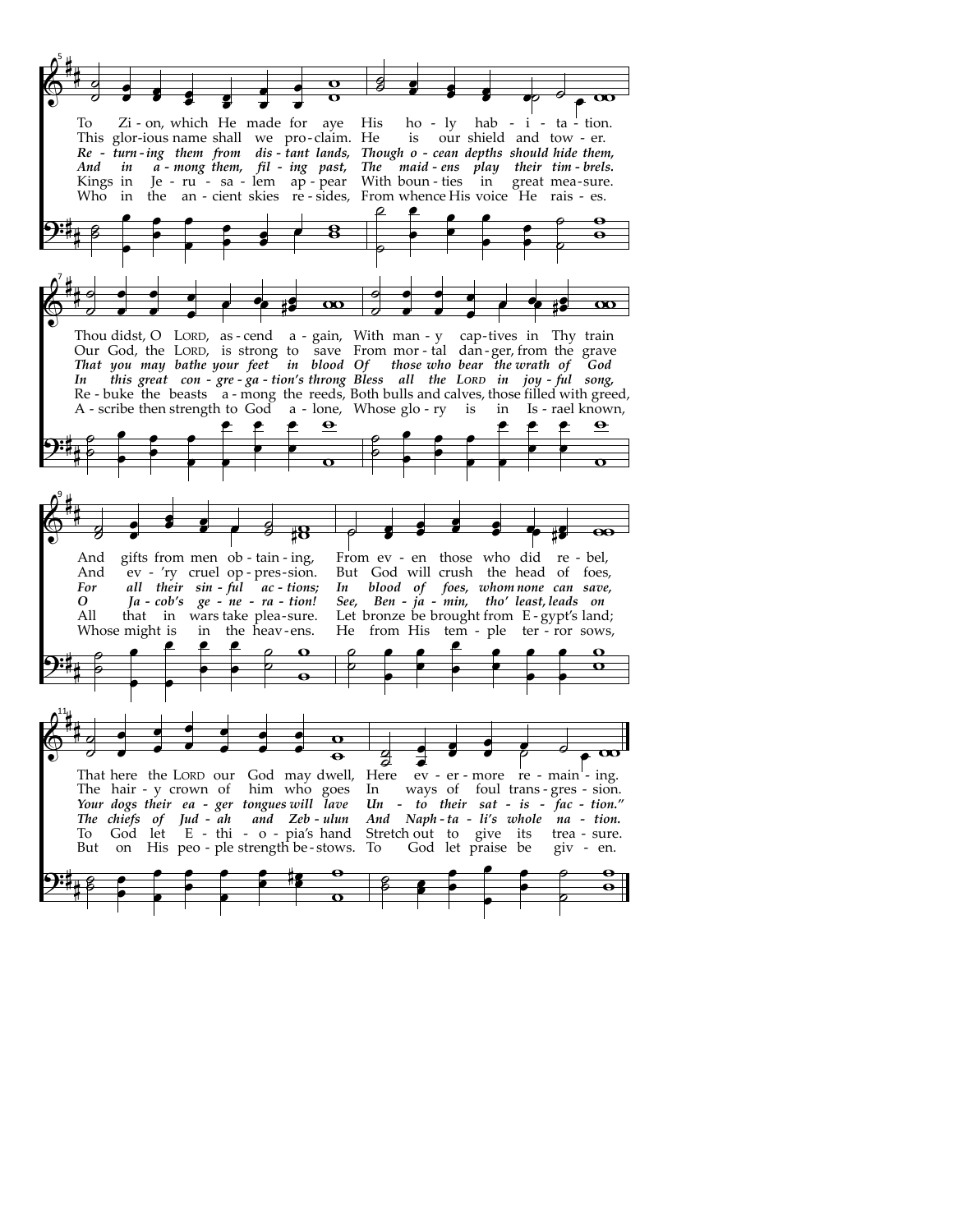To Zi - on, which He made for aye His ho - ly hab - i - ta - tion.
This glor-ious name shall we pro-claim. He is our shield and tow - er.
*Re - turn - ing them from dis - tant lands, Though o - cean depths should hide them,*
*And in a - mong them, fil - ing past, The maid - ens play their tim - brels.*
Kings in Je - ru - sa - lem ap - pear With boun - ties in great mea - sure.
Who in the an - cient skies re - sides, From whence His voice He rais - es.

Thou didst, O LORD, as - cend a - gain, With man - y cap - tives in Thy train
Our God, the LORD, is strong to save From mor - tal dan - ger, from the grave
*That you may bathe your feet in blood Of those who bear the wrath of God*
*In this great con - gre - ga - tion's throng Bless all the LORD in joy - ful song,*
Re - buke the beasts a - mong the reeds, Both bulls and calves, those filled with greed,
A - scribe then strength to God a - lone, Whose glo - ry is in Is - rael known,

And gifts from men ob - tain - ing, From ev - en those who did re - bel,
And ev - 'ry cruel op - pres - sion. But God will crush the head of foes,
*For all their sin - ful ac - tions; In blood of foes, whom none can save,*
*O Ja - cob's ge - ne - ra - tion! See, Ben - ja - min, tho' least, leads on*
All that in wars take plea - sure. Let bronze be brought from E - gypt's land;
Whose might is in the heav - ens. He from His tem - ple ter - ror sows,

That here the LORD our God may dwell, Here ev - er - more re - main - ing.
The hair - y crown of him who goes In ways of foul trans - gres - sion.
*Your dogs their ea - ger tongues will lave Un - to their sat - is - fac - tion."*
*The chiefs of Jud - ah and Zeb - ulun And Naph - ta - li's whole na - tion.*
To God let E - thi - o - pia's hand Stretch out to give its trea - sure.
But on His peo - ple strength be - stows. To God let praise be giv - en.